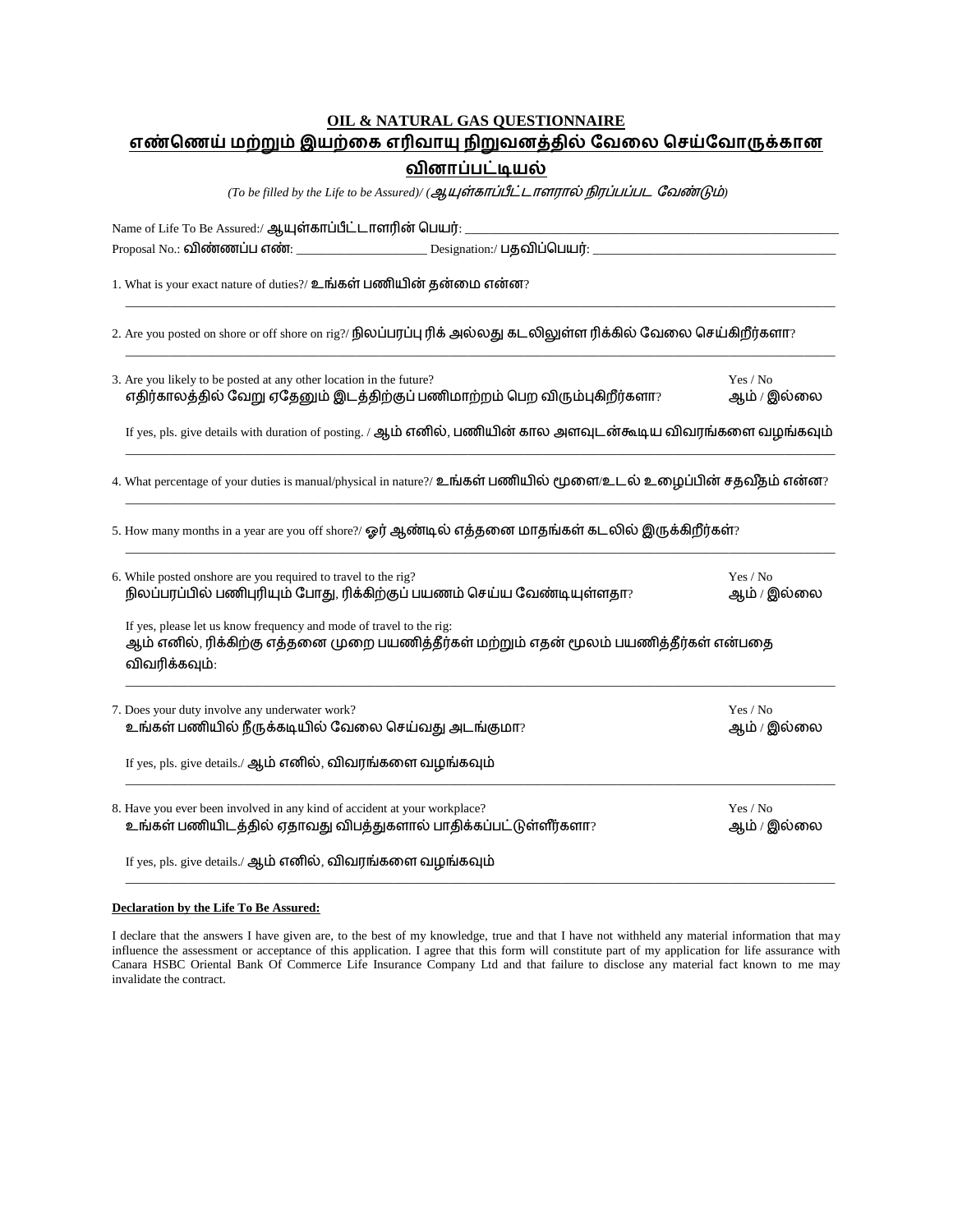## OIL & NATURAL GAS QUESTIONNAIRE

## எண்ணெய் மற்றும் இயற்கை எரிவாயு நிறுவனத்தில் வேலை செய்வோருக்கான வினாப்பட்டியல்

*(To be filled by the Life to be Assured)/ (ஆயுள்காப்பீட்டாளரால் நிரப்பப்பட வேண்டும்)*

Name of Life To Be Assured:/ ஆயுள்காப்பீட்டாளரின் பெயர்: ____________________

Proposal No.: விண்ணப்ப எண்: ____________________ Designation:/ பதவிப்பெயர்: ____________________

1. What is your exact nature of duties?/ உங்கள் பணியின் தன்மை என்ன?

____________________

2. Are you posted on shore or off shore on rig?/ நிலப்பரப்பு ரிக் அல்லது கடலிலுள்ள ரிக்கில் வேலை செய்கிறீர்களா?

____________________

3. Are you likely to be posted at any other location in the future? — Yes / No
எதிர்காலத்தில் வேறு ஏதேனும் இடத்திற்குப் பணிமாற்றம் பெற விரும்புகிறீர்களா? — ஆம் / இல்லை

   If yes, pls. give details with duration of posting. / ஆம் எனில், பணியின் கால அளவுடன்கூடிய விவரங்களை வழங்கவும்

____________________

4. What percentage of your duties is manual/physical in nature?/ உங்கள் பணியில் மூளை/உடல் உழைப்பின் சதவீதம் என்ன?

____________________

5. How many months in a year are you off shore?/ ஓர் ஆண்டில் எத்தனை மாதங்கள் கடலில் இருக்கிறீர்கள்?

____________________

6. While posted onshore are you required to travel to the rig? — Yes / No
நிலப்பரப்பில் பணிபுரியும் போது, ரிக்கிற்குப் பயணம் செய்ய வேண்டியுள்ளதா? — ஆம் / இல்லை

   If yes, please let us know frequency and mode of travel to the rig:
   ஆம் எனில், ரிக்கிற்கு எத்தனை முறை பயணித்தீர்கள் மற்றும் எதன் மூலம் பயணித்தீர்கள் என்பதை விவரிக்கவும்:

____________________

7. Does your duty involve any underwater work? — Yes / No
உங்கள் பணியில் நீருக்கடியில் வேலை செய்வது அடங்குமா? — ஆம் / இல்லை

   If yes, pls. give details./ ஆம் எனில், விவரங்களை வழங்கவும்

____________________

8. Have you ever been involved in any kind of accident at your workplace? — Yes / No
உங்கள் பணியிடத்தில் ஏதாவது விபத்துகளால் பாதிக்கப்பட்டுள்ளீர்களா? — ஆம் / இல்லை

   If yes, pls. give details./ ஆம் எனில், விவரங்களை வழங்கவும்

____________________

**Declaration by the Life To Be Assured:**

I declare that the answers I have given are, to the best of my knowledge, true and that I have not withheld any material information that may influence the assessment or acceptance of this application. I agree that this form will constitute part of my application for life assurance with Canara HSBC Oriental Bank Of Commerce Life Insurance Company Ltd and that failure to disclose any material fact known to me may invalidate the contract.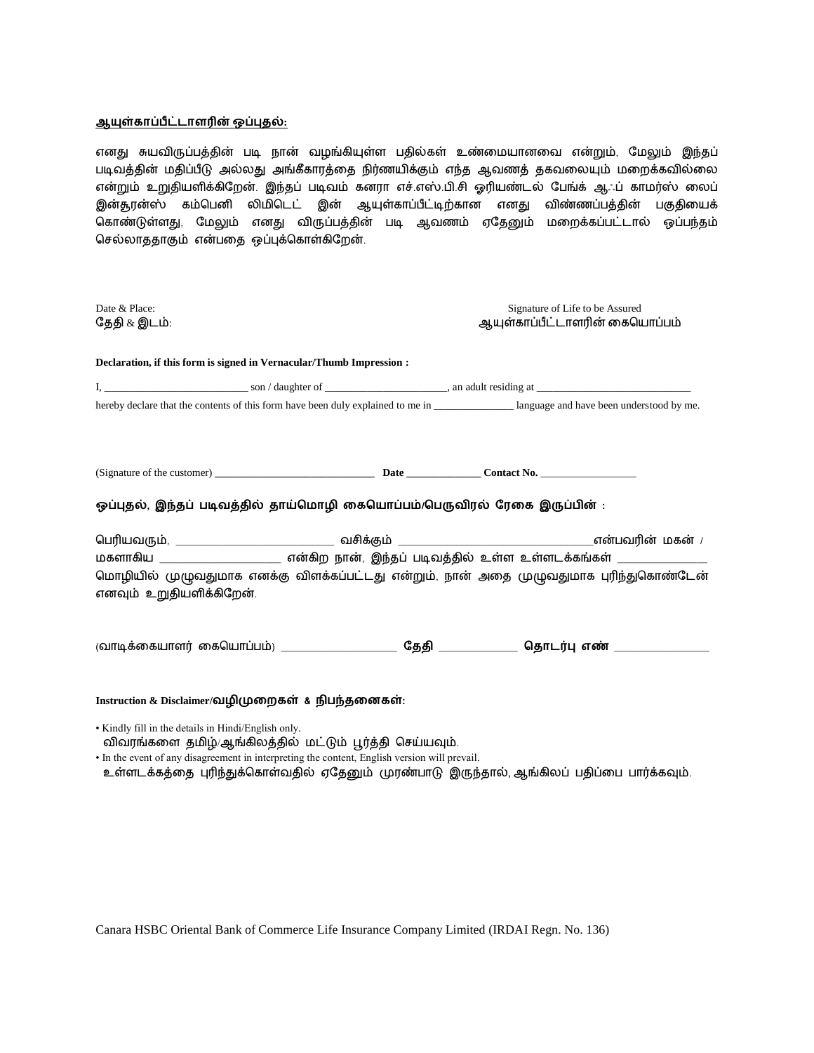**ஆயுள்காப்பீட்டாளரின் ஒப்புதல்:**

எனது சுயவிருப்பத்தின் படி நான் வழங்கியுள்ள பதில்கள் உண்மையானவை என்றும், மேலும் இந்தப் படிவத்தின் மதிப்பீடு அல்லது அங்கீகாரத்தை நிர்ணயிக்கும் எந்த ஆவணத் தகவலையும் மறைக்கவில்லை என்றும் உறுதியளிக்கிறேன். இந்தப் படிவம் கனரா எச்.எஸ்.பி.சி ஓரியண்டல் பேங்க் ஆஃப் காமர்ஸ் லைப் இன்சூரன்ஸ் கம்பெனி லிமிடெட் இன் ஆயுள்காப்பீட்டிற்கான எனது விண்ணப்பத்தின் பகுதியைக் கொண்டுள்ளது, மேலும் எனது விருப்பத்தின் படி ஆவணம் ஏதேனும் மறைக்கப்பட்டால் ஒப்பந்தம் செல்லாததாகும் என்பதை ஒப்புக்கொள்கிறேன்.

Date & Place:
தேதி & இடம்:

Signature of Life to be Assured
ஆயுள்காப்பீட்டாளரின் கையொப்பம்

**Declaration, if this form is signed in Vernacular/Thumb Impression :**

I, __________________________ son / daughter of ______________________, an adult residing at ____________________________

hereby declare that the contents of this form have been duly explained to me in _______________ language and have been understood by me.

(Signature of the customer) **______________________________ Date ______________ Contact No.** __________________

**ஒப்புதல், இந்தப் படிவத்தில் தாய்மொழி கையொப்பம்/பெருவிரல் ரேகை இருப்பின் :**

பெரியவரும், _________________________ வசிக்கும் _______________________________என்பவரின் மகன் / மகளாகிய ___________________ என்கிற நான், இந்தப் படிவத்தில் உள்ள உள்ளடக்கங்கள் ______________ மொழியில் முழுவதுமாக எனக்கு விளக்கப்பட்டது என்றும், நான் அதை முழுவதுமாக புரிந்துகொண்டேன் எனவும் உறுதியளிக்கிறேன்.

(வாடிக்கையாளர் கையொப்பம்) ___________________ **தேதி** _____________ **தொடர்பு எண்** _______________

**Instruction & Disclaimer/வழிமுறைகள் & நிபந்தனைகள்:**

- Kindly fill in the details in Hindi/English only.
  விவரங்களை தமிழ்/ஆங்கிலத்தில் மட்டும் பூர்த்தி செய்யவும்.
- In the event of any disagreement in interpreting the content, English version will prevail.
  உள்ளடக்கத்தை புரிந்துக்கொள்வதில் ஏதேனும் முரண்பாடு இருந்தால், ஆங்கிலப் பதிப்பை பார்க்கவும்.

Canara HSBC Oriental Bank of Commerce Life Insurance Company Limited (IRDAI Regn. No. 136)